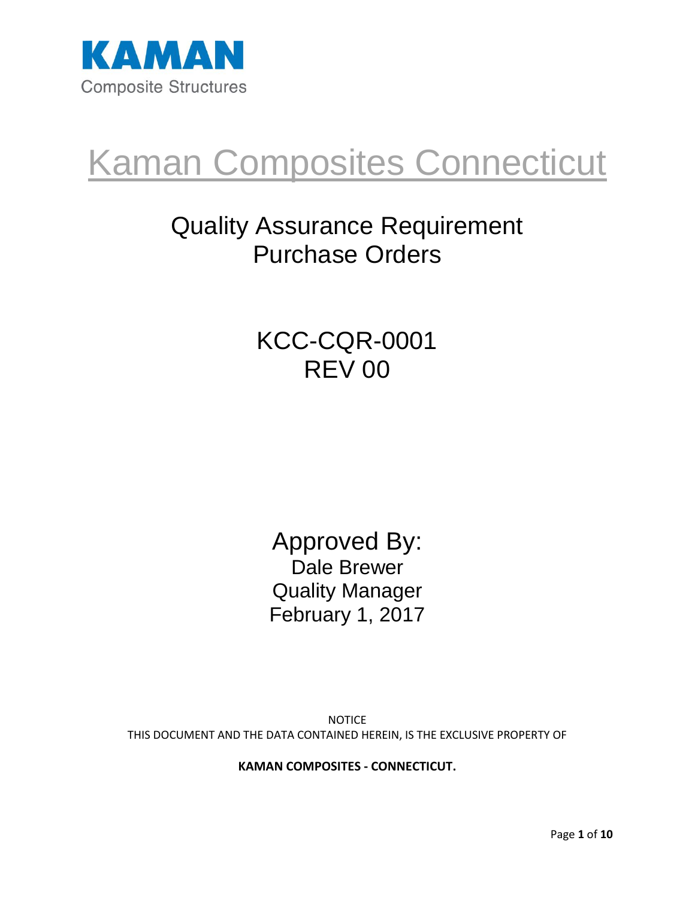KAMAN

Composite Structures

# Kaman Composites Connecticut

## Quality Assurance Requirement
## Purchase Orders

## KCC-CQR-0001
## REV 00

**Approved By:**

Dale Brewer

Quality Manager

February 1, 2017

NOTICE

THIS DOCUMENT AND THE DATA CONTAINED HEREIN, IS THE EXCLUSIVE PROPERTY OF

**KAMAN COMPOSITES - CONNECTICUT.**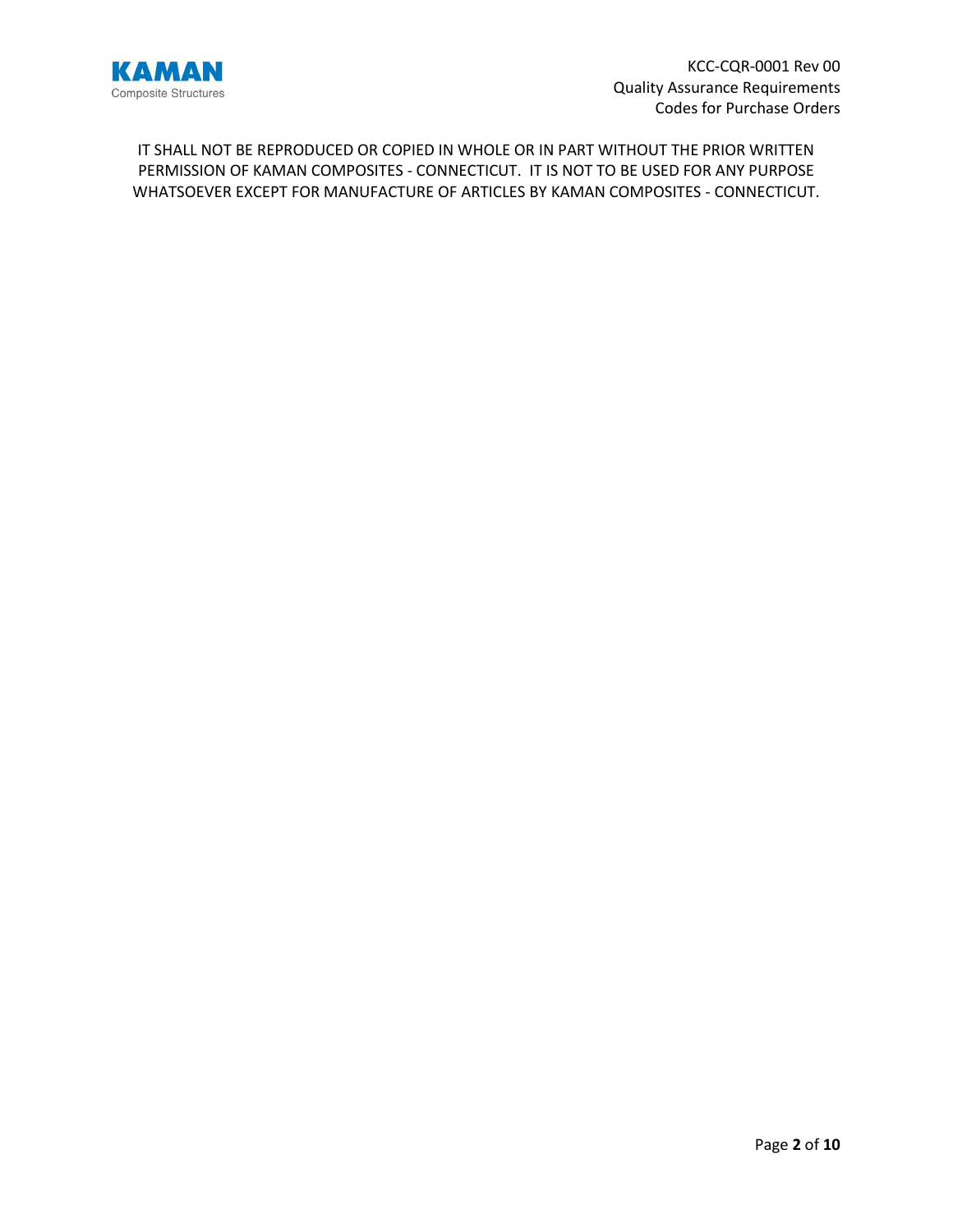IT SHALL NOT BE REPRODUCED OR COPIED IN WHOLE OR IN PART WITHOUT THE PRIOR WRITTEN PERMISSION OF KAMAN COMPOSITES - CONNECTICUT. IT IS NOT TO BE USED FOR ANY PURPOSE WHATSOEVER EXCEPT FOR MANUFACTURE OF ARTICLES BY KAMAN COMPOSITES - CONNECTICUT.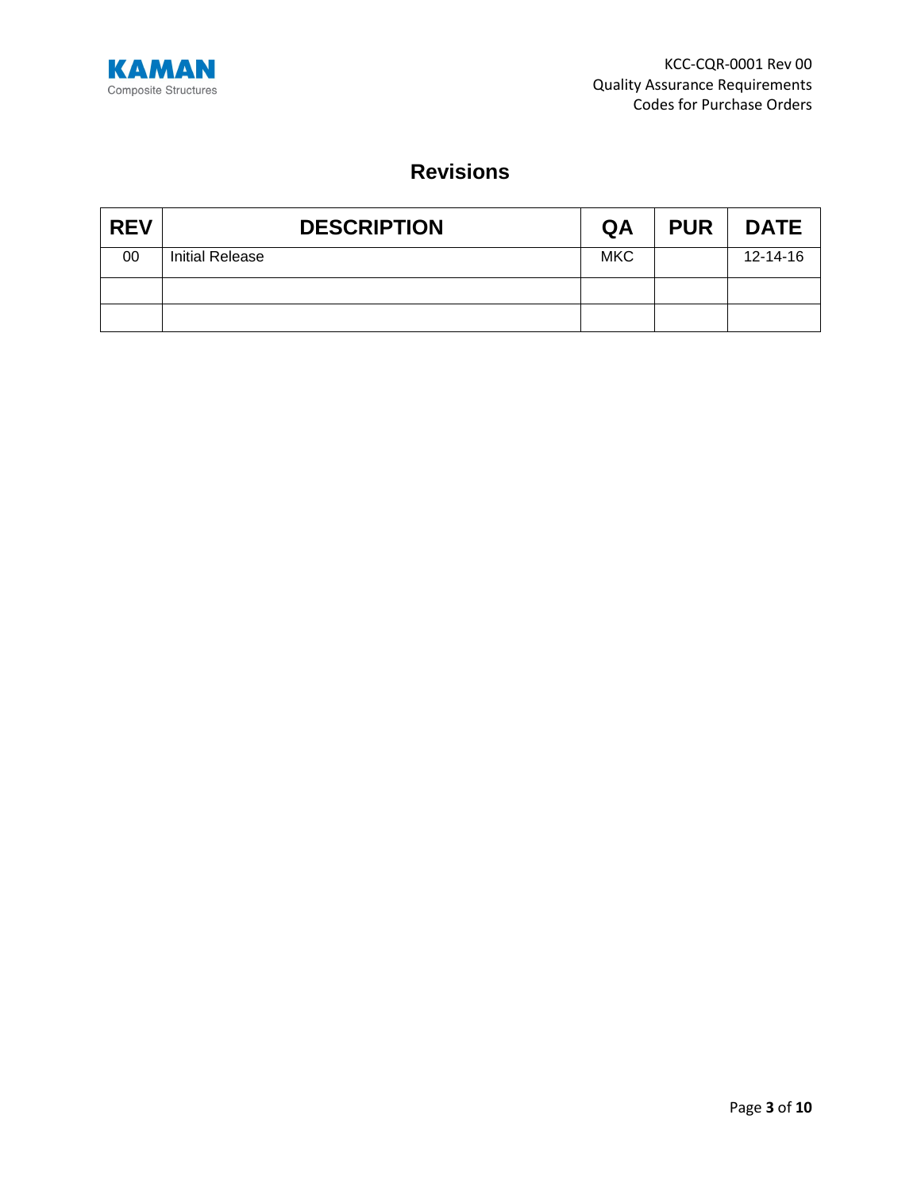# Revisions

| REV | DESCRIPTION | QA | PUR | DATE |
|---|---|---|---|---|
| 00 | Initial Release | MKC | | 12-14-16 |
| | | | | |
| | | | | |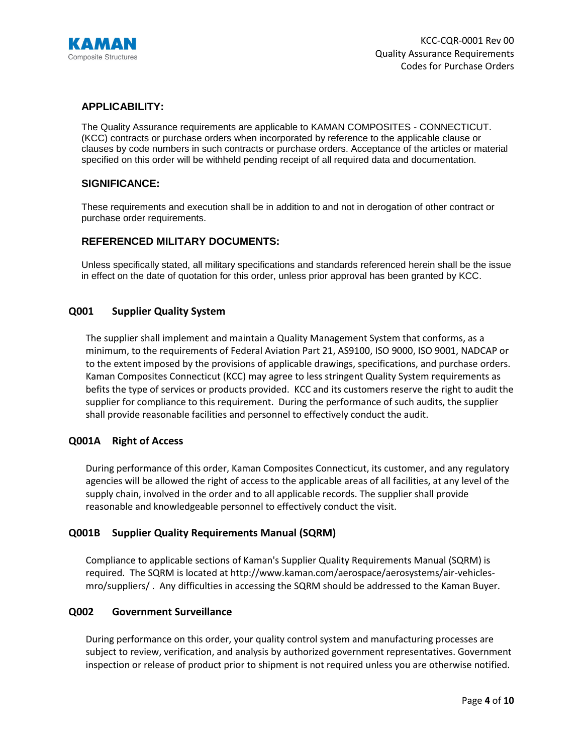## APPLICABILITY:

The Quality Assurance requirements are applicable to KAMAN COMPOSITES - CONNECTICUT. (KCC) contracts or purchase orders when incorporated by reference to the applicable clause or clauses by code numbers in such contracts or purchase orders. Acceptance of the articles or material specified on this order will be withheld pending receipt of all required data and documentation.

## SIGNIFICANCE:

These requirements and execution shall be in addition to and not in derogation of other contract or purchase order requirements.

## REFERENCED MILITARY DOCUMENTS:

Unless specifically stated, all military specifications and standards referenced herein shall be the issue in effect on the date of quotation for this order, unless prior approval has been granted by KCC.

### Q001 Supplier Quality System

The supplier shall implement and maintain a Quality Management System that conforms, as a minimum, to the requirements of Federal Aviation Part 21, AS9100, ISO 9000, ISO 9001, NADCAP or to the extent imposed by the provisions of applicable drawings, specifications, and purchase orders. Kaman Composites Connecticut (KCC) may agree to less stringent Quality System requirements as befits the type of services or products provided. KCC and its customers reserve the right to audit the supplier for compliance to this requirement. During the performance of such audits, the supplier shall provide reasonable facilities and personnel to effectively conduct the audit.

### Q001A Right of Access

During performance of this order, Kaman Composites Connecticut, its customer, and any regulatory agencies will be allowed the right of access to the applicable areas of all facilities, at any level of the supply chain, involved in the order and to all applicable records. The supplier shall provide reasonable and knowledgeable personnel to effectively conduct the visit.

### Q001B Supplier Quality Requirements Manual (SQRM)

Compliance to applicable sections of Kaman's Supplier Quality Requirements Manual (SQRM) is required. The SQRM is located at http://www.kaman.com/aerospace/aerosystems/air-vehicles-mro/suppliers/ . Any difficulties in accessing the SQRM should be addressed to the Kaman Buyer.

### Q002 Government Surveillance

During performance on this order, your quality control system and manufacturing processes are subject to review, verification, and analysis by authorized government representatives. Government inspection or release of product prior to shipment is not required unless you are otherwise notified.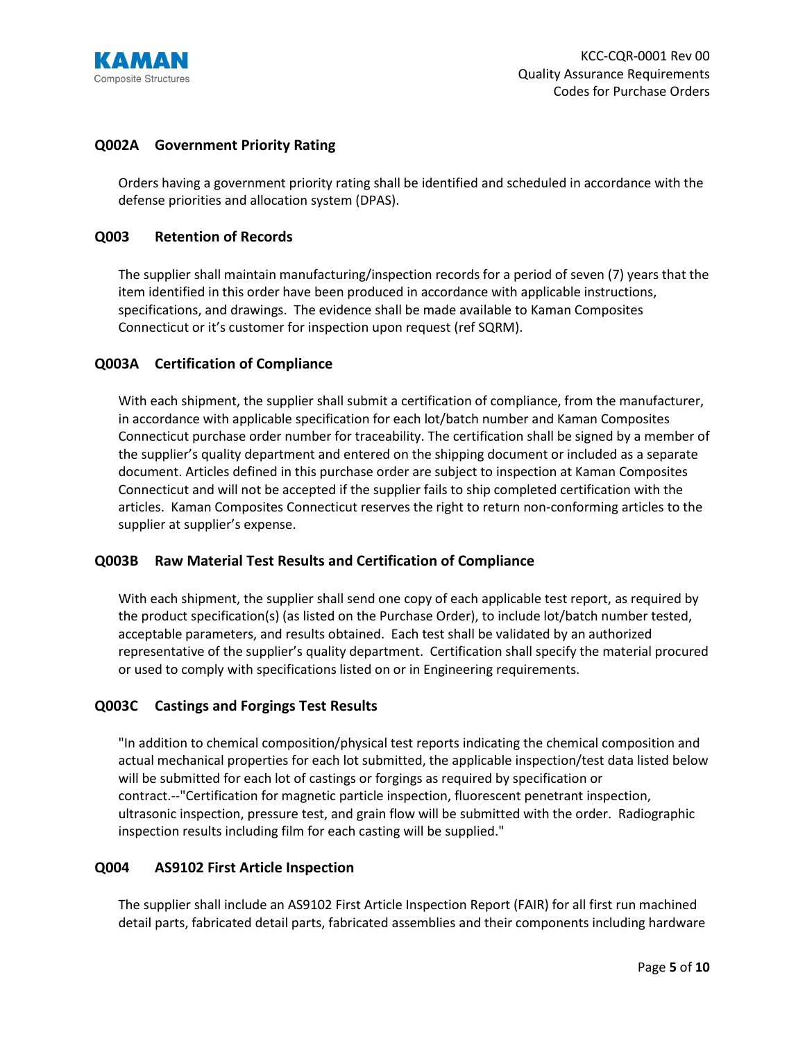## Q002A Government Priority Rating

Orders having a government priority rating shall be identified and scheduled in accordance with the defense priorities and allocation system (DPAS).

## Q003 Retention of Records

The supplier shall maintain manufacturing/inspection records for a period of seven (7) years that the item identified in this order have been produced in accordance with applicable instructions, specifications, and drawings. The evidence shall be made available to Kaman Composites Connecticut or it's customer for inspection upon request (ref SQRM).

## Q003A Certification of Compliance

With each shipment, the supplier shall submit a certification of compliance, from the manufacturer, in accordance with applicable specification for each lot/batch number and Kaman Composites Connecticut purchase order number for traceability. The certification shall be signed by a member of the supplier's quality department and entered on the shipping document or included as a separate document. Articles defined in this purchase order are subject to inspection at Kaman Composites Connecticut and will not be accepted if the supplier fails to ship completed certification with the articles. Kaman Composites Connecticut reserves the right to return non-conforming articles to the supplier at supplier's expense.

## Q003B Raw Material Test Results and Certification of Compliance

With each shipment, the supplier shall send one copy of each applicable test report, as required by the product specification(s) (as listed on the Purchase Order), to include lot/batch number tested, acceptable parameters, and results obtained. Each test shall be validated by an authorized representative of the supplier's quality department. Certification shall specify the material procured or used to comply with specifications listed on or in Engineering requirements.

## Q003C Castings and Forgings Test Results

"In addition to chemical composition/physical test reports indicating the chemical composition and actual mechanical properties for each lot submitted, the applicable inspection/test data listed below will be submitted for each lot of castings or forgings as required by specification or contract.--"Certification for magnetic particle inspection, fluorescent penetrant inspection, ultrasonic inspection, pressure test, and grain flow will be submitted with the order. Radiographic inspection results including film for each casting will be supplied."

## Q004 AS9102 First Article Inspection

The supplier shall include an AS9102 First Article Inspection Report (FAIR) for all first run machined detail parts, fabricated detail parts, fabricated assemblies and their components including hardware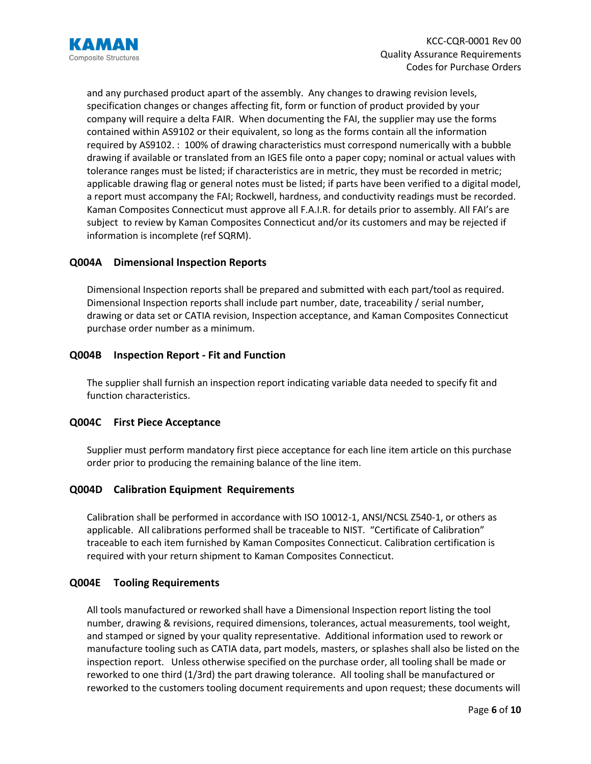and any purchased product apart of the assembly. Any changes to drawing revision levels, specification changes or changes affecting fit, form or function of product provided by your company will require a delta FAIR. When documenting the FAI, the supplier may use the forms contained within AS9102 or their equivalent, so long as the forms contain all the information required by AS9102. : 100% of drawing characteristics must correspond numerically with a bubble drawing if available or translated from an IGES file onto a paper copy; nominal or actual values with tolerance ranges must be listed; if characteristics are in metric, they must be recorded in metric; applicable drawing flag or general notes must be listed; if parts have been verified to a digital model, a report must accompany the FAI; Rockwell, hardness, and conductivity readings must be recorded. Kaman Composites Connecticut must approve all F.A.I.R. for details prior to assembly. All FAI's are subject to review by Kaman Composites Connecticut and/or its customers and may be rejected if information is incomplete (ref SQRM).

## Q004A Dimensional Inspection Reports

Dimensional Inspection reports shall be prepared and submitted with each part/tool as required. Dimensional Inspection reports shall include part number, date, traceability / serial number, drawing or data set or CATIA revision, Inspection acceptance, and Kaman Composites Connecticut purchase order number as a minimum.

## Q004B Inspection Report - Fit and Function

The supplier shall furnish an inspection report indicating variable data needed to specify fit and function characteristics.

## Q004C First Piece Acceptance

Supplier must perform mandatory first piece acceptance for each line item article on this purchase order prior to producing the remaining balance of the line item.

## Q004D Calibration Equipment Requirements

Calibration shall be performed in accordance with ISO 10012-1, ANSI/NCSL Z540-1, or others as applicable. All calibrations performed shall be traceable to NIST. "Certificate of Calibration" traceable to each item furnished by Kaman Composites Connecticut. Calibration certification is required with your return shipment to Kaman Composites Connecticut.

## Q004E Tooling Requirements

All tools manufactured or reworked shall have a Dimensional Inspection report listing the tool number, drawing & revisions, required dimensions, tolerances, actual measurements, tool weight, and stamped or signed by your quality representative. Additional information used to rework or manufacture tooling such as CATIA data, part models, masters, or splashes shall also be listed on the inspection report. Unless otherwise specified on the purchase order, all tooling shall be made or reworked to one third (1/3rd) the part drawing tolerance. All tooling shall be manufactured or reworked to the customers tooling document requirements and upon request; these documents will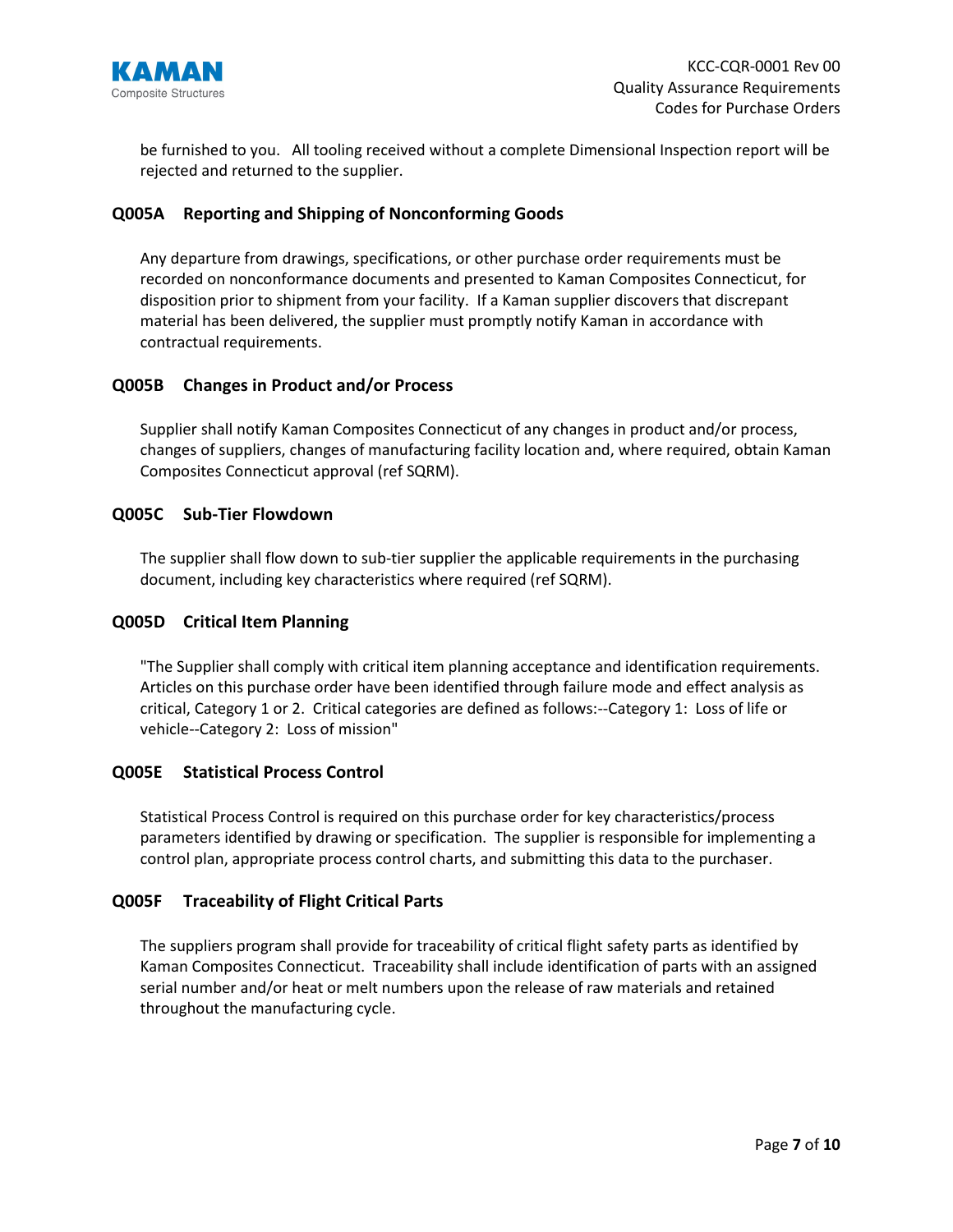be furnished to you. All tooling received without a complete Dimensional Inspection report will be rejected and returned to the supplier.

### Q005A Reporting and Shipping of Nonconforming Goods

Any departure from drawings, specifications, or other purchase order requirements must be recorded on nonconformance documents and presented to Kaman Composites Connecticut, for disposition prior to shipment from your facility. If a Kaman supplier discovers that discrepant material has been delivered, the supplier must promptly notify Kaman in accordance with contractual requirements.

### Q005B Changes in Product and/or Process

Supplier shall notify Kaman Composites Connecticut of any changes in product and/or process, changes of suppliers, changes of manufacturing facility location and, where required, obtain Kaman Composites Connecticut approval (ref SQRM).

### Q005C Sub-Tier Flowdown

The supplier shall flow down to sub-tier supplier the applicable requirements in the purchasing document, including key characteristics where required (ref SQRM).

### Q005D Critical Item Planning

"The Supplier shall comply with critical item planning acceptance and identification requirements. Articles on this purchase order have been identified through failure mode and effect analysis as critical, Category 1 or 2. Critical categories are defined as follows:--Category 1: Loss of life or vehicle--Category 2: Loss of mission"

### Q005E Statistical Process Control

Statistical Process Control is required on this purchase order for key characteristics/process parameters identified by drawing or specification. The supplier is responsible for implementing a control plan, appropriate process control charts, and submitting this data to the purchaser.

### Q005F Traceability of Flight Critical Parts

The suppliers program shall provide for traceability of critical flight safety parts as identified by Kaman Composites Connecticut. Traceability shall include identification of parts with an assigned serial number and/or heat or melt numbers upon the release of raw materials and retained throughout the manufacturing cycle.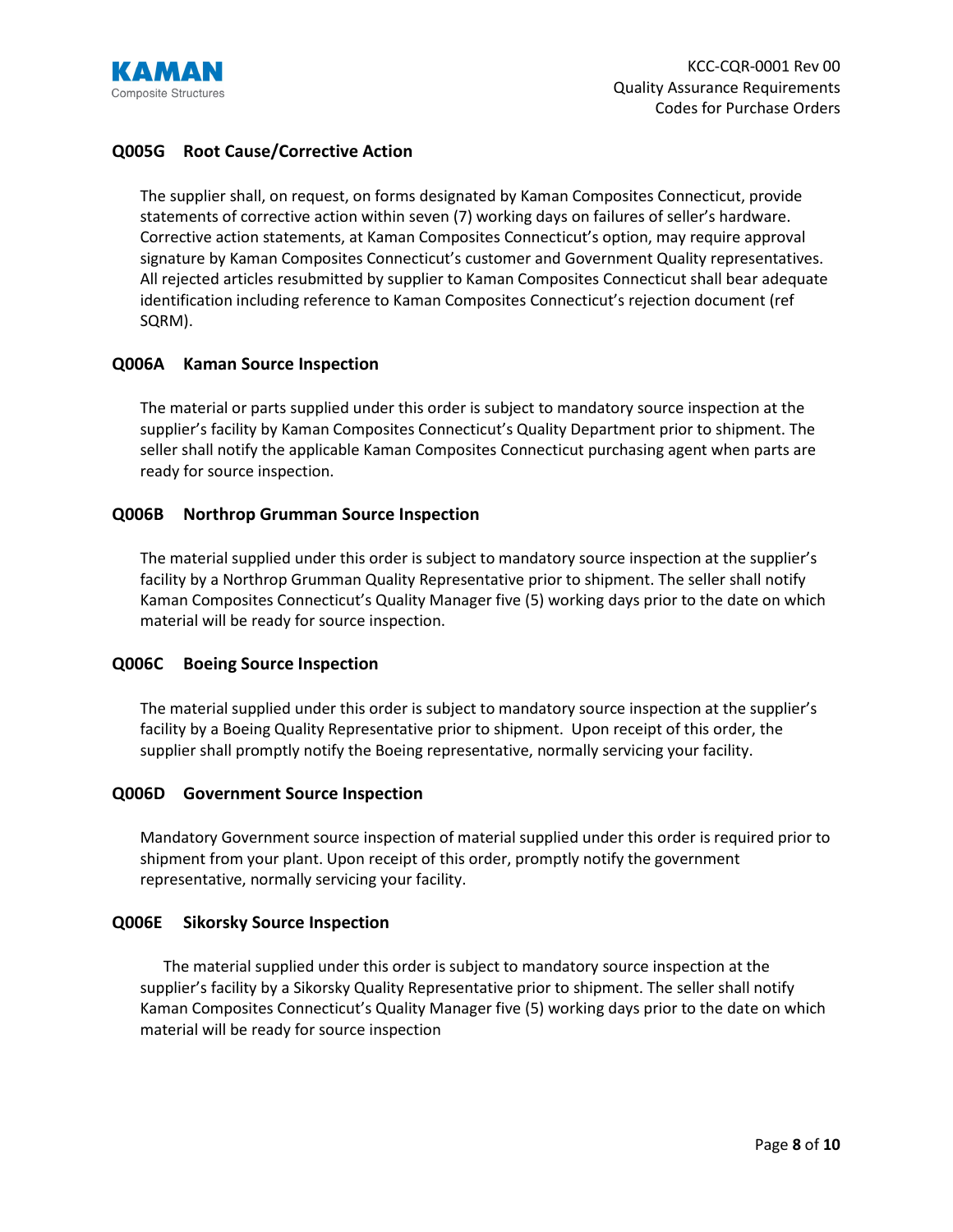### Q005G Root Cause/Corrective Action

The supplier shall, on request, on forms designated by Kaman Composites Connecticut, provide statements of corrective action within seven (7) working days on failures of seller's hardware. Corrective action statements, at Kaman Composites Connecticut's option, may require approval signature by Kaman Composites Connecticut's customer and Government Quality representatives. All rejected articles resubmitted by supplier to Kaman Composites Connecticut shall bear adequate identification including reference to Kaman Composites Connecticut's rejection document (ref SQRM).

### Q006A Kaman Source Inspection

The material or parts supplied under this order is subject to mandatory source inspection at the supplier's facility by Kaman Composites Connecticut's Quality Department prior to shipment. The seller shall notify the applicable Kaman Composites Connecticut purchasing agent when parts are ready for source inspection.

### Q006B Northrop Grumman Source Inspection

The material supplied under this order is subject to mandatory source inspection at the supplier's facility by a Northrop Grumman Quality Representative prior to shipment. The seller shall notify Kaman Composites Connecticut's Quality Manager five (5) working days prior to the date on which material will be ready for source inspection.

### Q006C Boeing Source Inspection

The material supplied under this order is subject to mandatory source inspection at the supplier's facility by a Boeing Quality Representative prior to shipment. Upon receipt of this order, the supplier shall promptly notify the Boeing representative, normally servicing your facility.

### Q006D Government Source Inspection

Mandatory Government source inspection of material supplied under this order is required prior to shipment from your plant. Upon receipt of this order, promptly notify the government representative, normally servicing your facility.

### Q006E Sikorsky Source Inspection

The material supplied under this order is subject to mandatory source inspection at the supplier's facility by a Sikorsky Quality Representative prior to shipment. The seller shall notify Kaman Composites Connecticut's Quality Manager five (5) working days prior to the date on which material will be ready for source inspection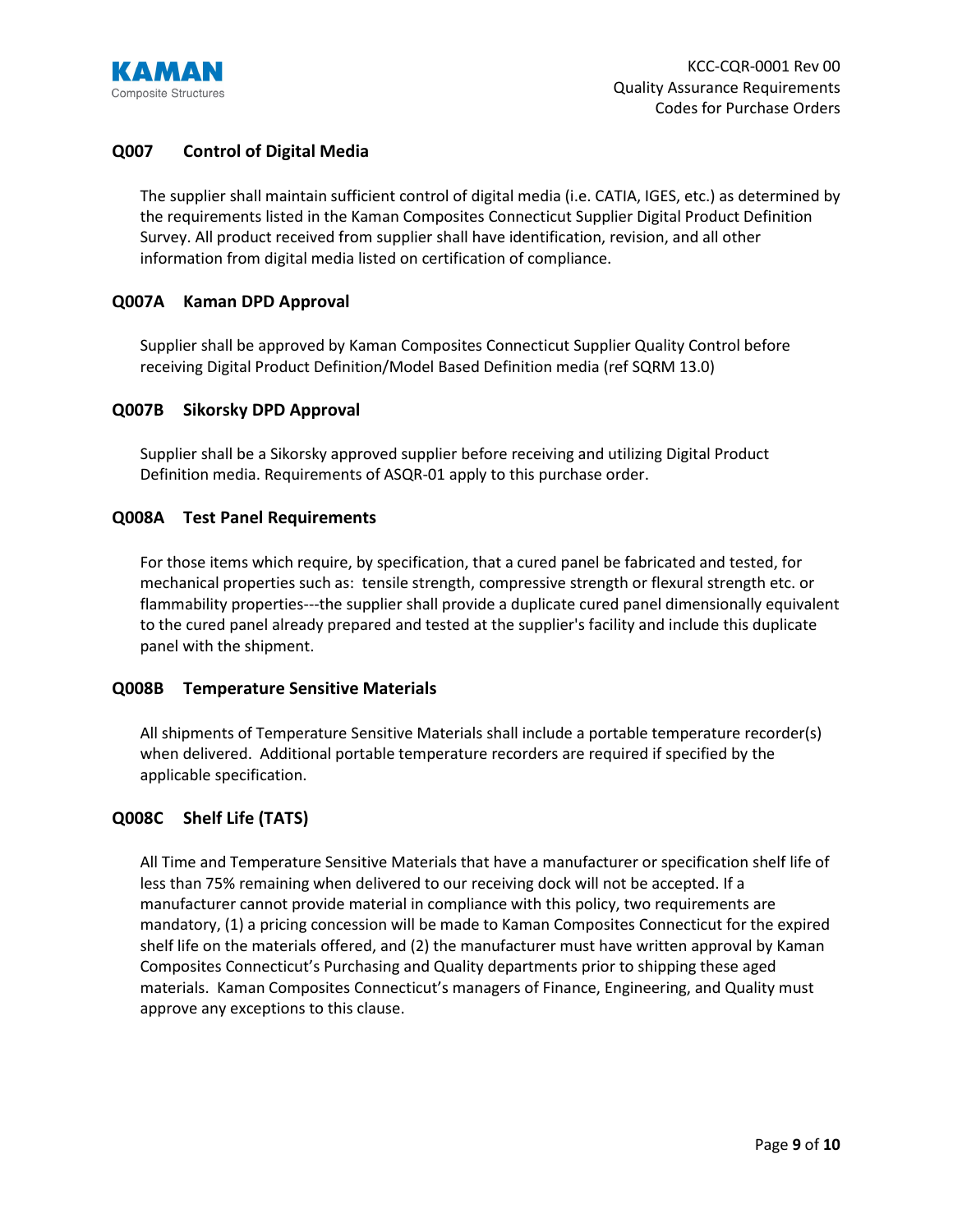## Q007 Control of Digital Media

The supplier shall maintain sufficient control of digital media (i.e. CATIA, IGES, etc.) as determined by the requirements listed in the Kaman Composites Connecticut Supplier Digital Product Definition Survey. All product received from supplier shall have identification, revision, and all other information from digital media listed on certification of compliance.

## Q007A Kaman DPD Approval

Supplier shall be approved by Kaman Composites Connecticut Supplier Quality Control before receiving Digital Product Definition/Model Based Definition media (ref SQRM 13.0)

## Q007B Sikorsky DPD Approval

Supplier shall be a Sikorsky approved supplier before receiving and utilizing Digital Product Definition media. Requirements of ASQR-01 apply to this purchase order.

## Q008A Test Panel Requirements

For those items which require, by specification, that a cured panel be fabricated and tested, for mechanical properties such as: tensile strength, compressive strength or flexural strength etc. or flammability properties---the supplier shall provide a duplicate cured panel dimensionally equivalent to the cured panel already prepared and tested at the supplier's facility and include this duplicate panel with the shipment.

## Q008B Temperature Sensitive Materials

All shipments of Temperature Sensitive Materials shall include a portable temperature recorder(s) when delivered. Additional portable temperature recorders are required if specified by the applicable specification.

## Q008C Shelf Life (TATS)

All Time and Temperature Sensitive Materials that have a manufacturer or specification shelf life of less than 75% remaining when delivered to our receiving dock will not be accepted. If a manufacturer cannot provide material in compliance with this policy, two requirements are mandatory, (1) a pricing concession will be made to Kaman Composites Connecticut for the expired shelf life on the materials offered, and (2) the manufacturer must have written approval by Kaman Composites Connecticut's Purchasing and Quality departments prior to shipping these aged materials. Kaman Composites Connecticut's managers of Finance, Engineering, and Quality must approve any exceptions to this clause.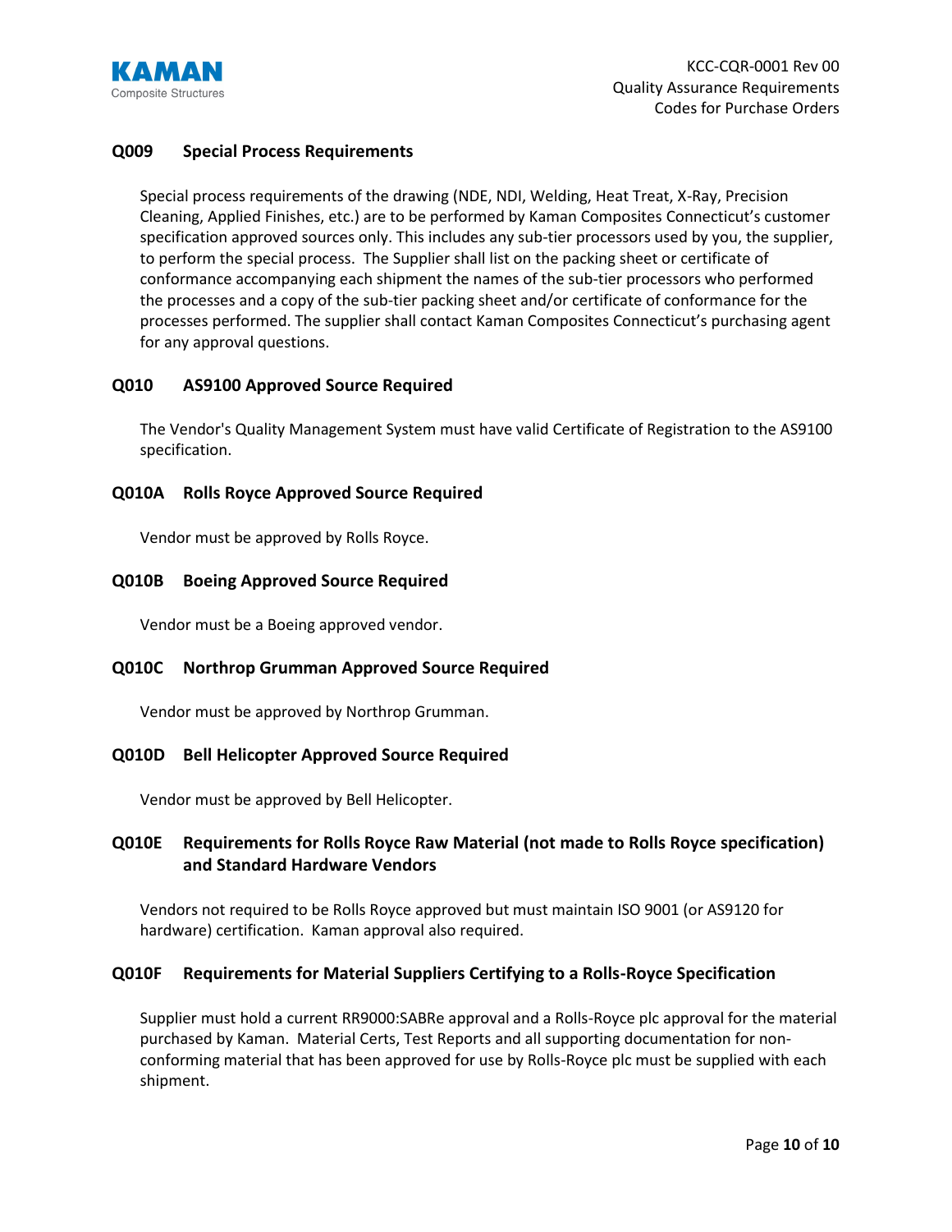### Q009 Special Process Requirements

Special process requirements of the drawing (NDE, NDI, Welding, Heat Treat, X-Ray, Precision Cleaning, Applied Finishes, etc.) are to be performed by Kaman Composites Connecticut's customer specification approved sources only. This includes any sub-tier processors used by you, the supplier, to perform the special process. The Supplier shall list on the packing sheet or certificate of conformance accompanying each shipment the names of the sub-tier processors who performed the processes and a copy of the sub-tier packing sheet and/or certificate of conformance for the processes performed. The supplier shall contact Kaman Composites Connecticut's purchasing agent for any approval questions.

### Q010 AS9100 Approved Source Required

The Vendor's Quality Management System must have valid Certificate of Registration to the AS9100 specification.

### Q010A Rolls Royce Approved Source Required

Vendor must be approved by Rolls Royce.

### Q010B Boeing Approved Source Required

Vendor must be a Boeing approved vendor.

### Q010C Northrop Grumman Approved Source Required

Vendor must be approved by Northrop Grumman.

### Q010D Bell Helicopter Approved Source Required

Vendor must be approved by Bell Helicopter.

### Q010E Requirements for Rolls Royce Raw Material (not made to Rolls Royce specification) and Standard Hardware Vendors

Vendors not required to be Rolls Royce approved but must maintain ISO 9001 (or AS9120 for hardware) certification. Kaman approval also required.

### Q010F Requirements for Material Suppliers Certifying to a Rolls-Royce Specification

Supplier must hold a current RR9000:SABRe approval and a Rolls-Royce plc approval for the material purchased by Kaman. Material Certs, Test Reports and all supporting documentation for non-conforming material that has been approved for use by Rolls-Royce plc must be supplied with each shipment.